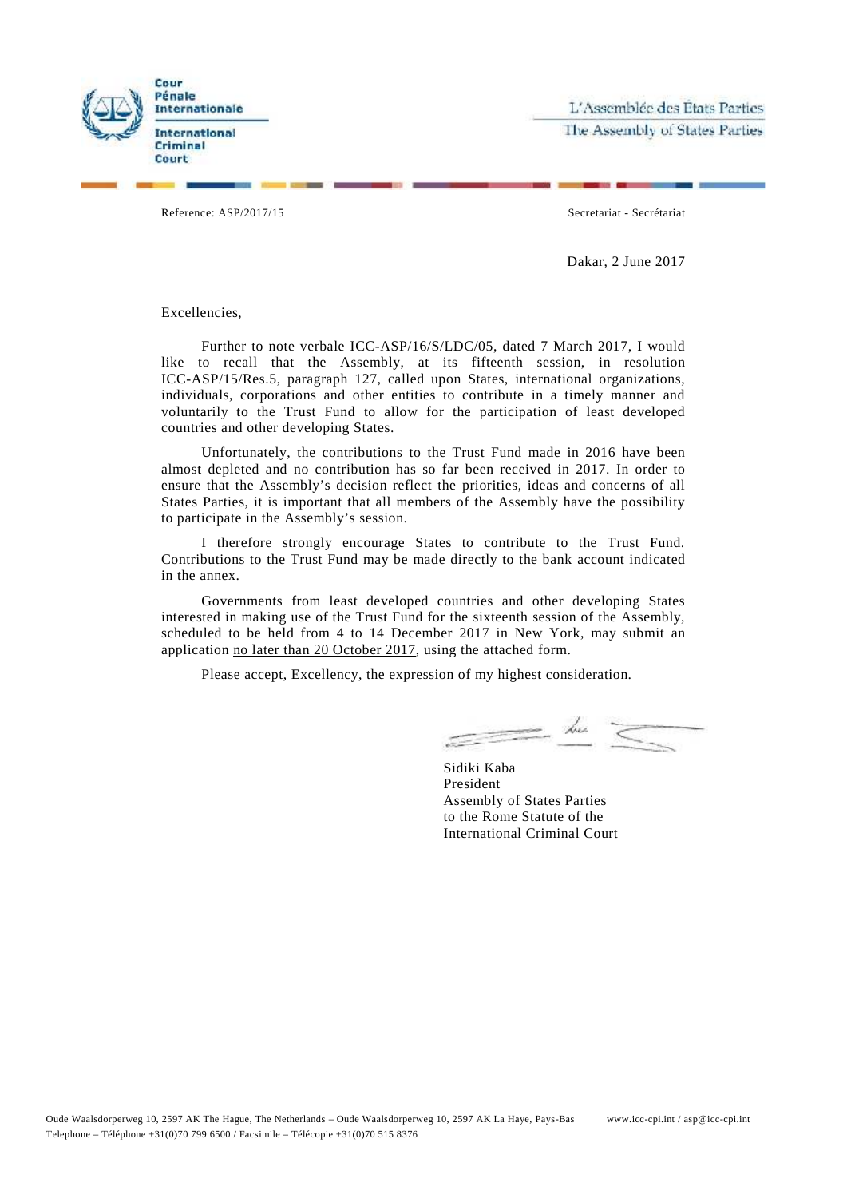Cour Pénale Internationale

International Criminal Court

L'Assemblée des États Parties

The Assembly of States Parties

Reference: ASP/2017/15

Secretariat - Secrétariat

Dakar, 2 June 2017

Excellencies,

Further to note verbale ICC-ASP/16/S/LDC/05, dated 7 March 2017, I would like to recall that the Assembly, at its fifteenth session, in resolution ICC-ASP/15/Res.5, paragraph 127, called upon States, international organizations, individuals, corporations and other entities to contribute in a timely manner and voluntarily to the Trust Fund to allow for the participation of least developed countries and other developing States.

Unfortunately, the contributions to the Trust Fund made in 2016 have been almost depleted and no contribution has so far been received in 2017. In order to ensure that the Assembly's decision reflect the priorities, ideas and concerns of all States Parties, it is important that all members of the Assembly have the possibility to participate in the Assembly's session.

I therefore strongly encourage States to contribute to the Trust Fund. Contributions to the Trust Fund may be made directly to the bank account indicated in the annex.

Governments from least developed countries and other developing States interested in making use of the Trust Fund for the sixteenth session of the Assembly, scheduled to be held from 4 to 14 December 2017 in New York, may submit an application no later than 20 October 2017, using the attached form.

Please accept, Excellency, the expression of my highest consideration.

Sidiki Kaba
President
Assembly of States Parties
to the Rome Statute of the
International Criminal Court

Oude Waalsdorperweg 10, 2597 AK The Hague, The Netherlands – Oude Waalsdorperweg 10, 2597 AK La Haye, Pays-Bas | www.icc-cpi.int / asp@icc-cpi.int
Telephone – Téléphone +31(0)70 799 6500 / Facsimile – Télécopie +31(0)70 515 8376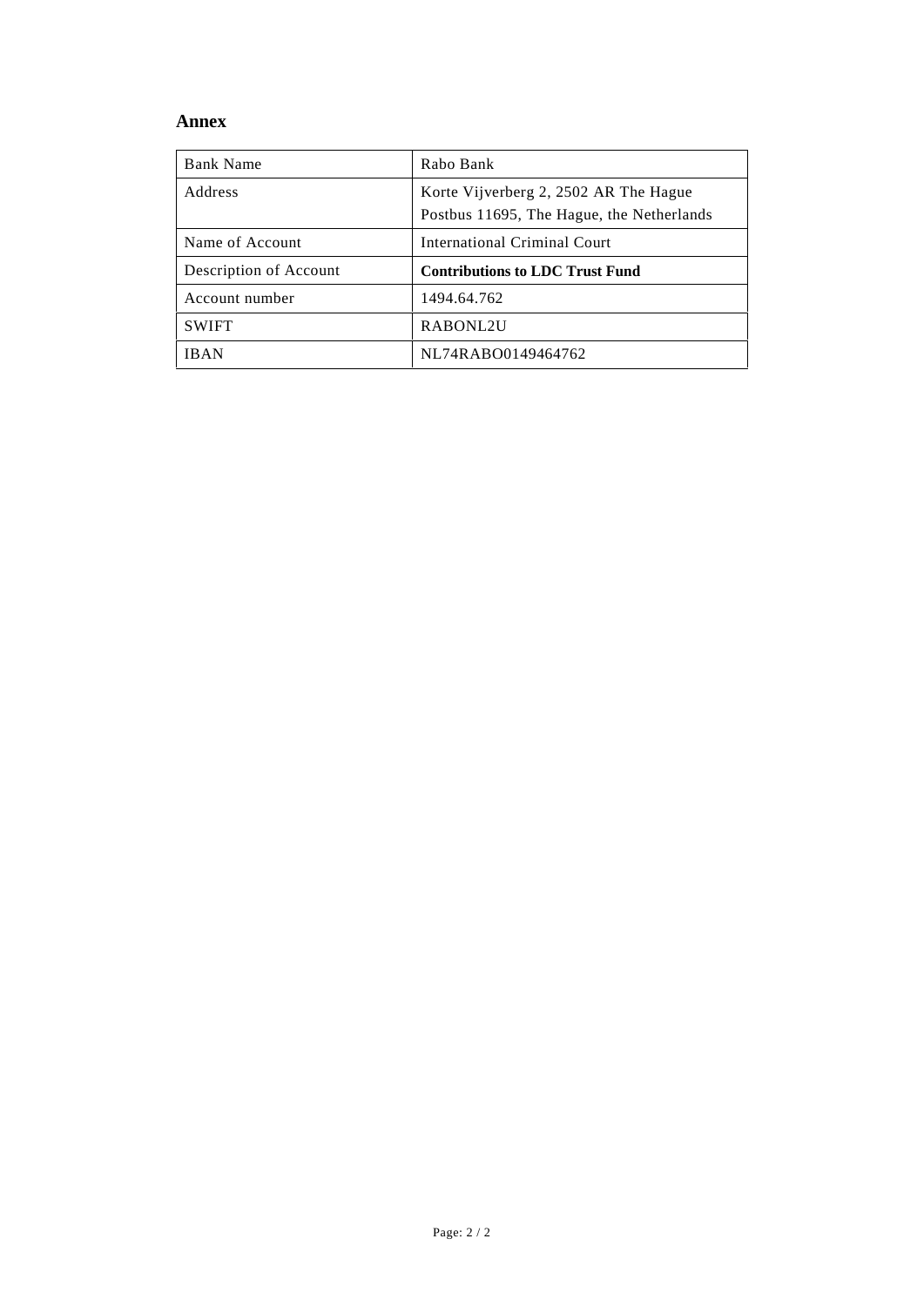## Annex

| | |
|---|---|
| Bank Name | Rabo Bank |
| Address | Korte Vijverberg 2, 2502 AR The Hague<br>Postbus 11695, The Hague, the Netherlands |
| Name of Account | International Criminal Court |
| Description of Account | **Contributions to LDC Trust Fund** |
| Account number | 1494.64.762 |
| SWIFT | RABONL2U |
| IBAN | NL74RABO0149464762 |